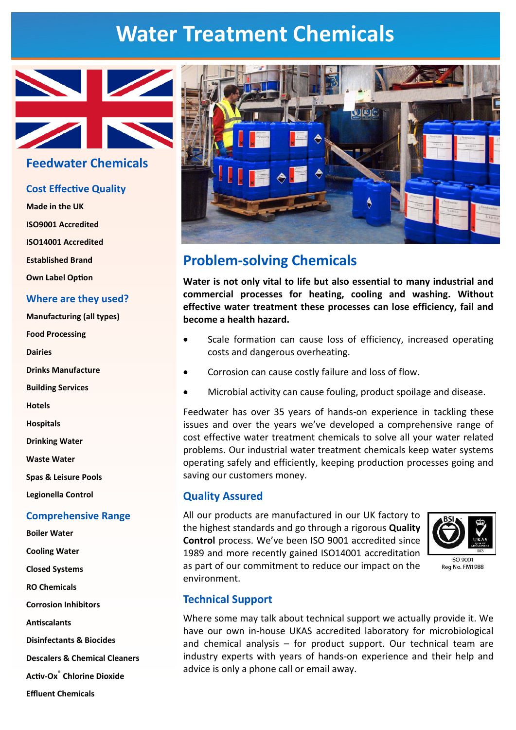# Water Treatment Chemicals

## Feedwater Chemicals

### Cost Effective Quality

**Made in the UK**

**ISO9001 Accredited**

**ISO14001 Accredited**

**Established Brand**

**Own Label Option**

### Where are they used?

**Manufacturing (all types)**

**Food Processing**

**Dairies**

**Drinks Manufacture**

**Building Services**

**Hotels**

**Hospitals**

**Drinking Water**

**Waste Water**

**Spas & Leisure Pools**

**Legionella Control**

### Comprehensive Range

**Boiler Water**

**Cooling Water**

**Closed Systems**

**RO Chemicals**

**Corrosion Inhibitors**

**Antiscalants**

**Disinfectants & Biocides**

**Descalers & Chemical Cleaners**

**Activ-Ox® Chlorine Dioxide**

**Effluent Chemicals**

## Problem-solving Chemicals

**Water is not only vital to life but also essential to many industrial and commercial processes for heating, cooling and washing. Without effective water treatment these processes can lose efficiency, fail and become a health hazard.**

- Scale formation can cause loss of efficiency, increased operating costs and dangerous overheating.
- Corrosion can cause costly failure and loss of flow.
- Microbial activity can cause fouling, product spoilage and disease.

Feedwater has over 35 years of hands-on experience in tackling these issues and over the years we've developed a comprehensive range of cost effective water treatment chemicals to solve all your water related problems. Our industrial water treatment chemicals keep water systems operating safely and efficiently, keeping production processes going and saving our customers money.

### Quality Assured

All our products are manufactured in our UK factory to the highest standards and go through a rigorous **Quality Control** process. We've been ISO 9001 accredited since 1989 and more recently gained ISO14001 accreditation as part of our commitment to reduce our impact on the environment.

ISO 9001
Reg No. FM1988

### Technical Support

Where some may talk about technical support we actually provide it. We have our own in-house UKAS accredited laboratory for microbiological and chemical analysis – for product support. Our technical team are industry experts with years of hands-on experience and their help and advice is only a phone call or email away.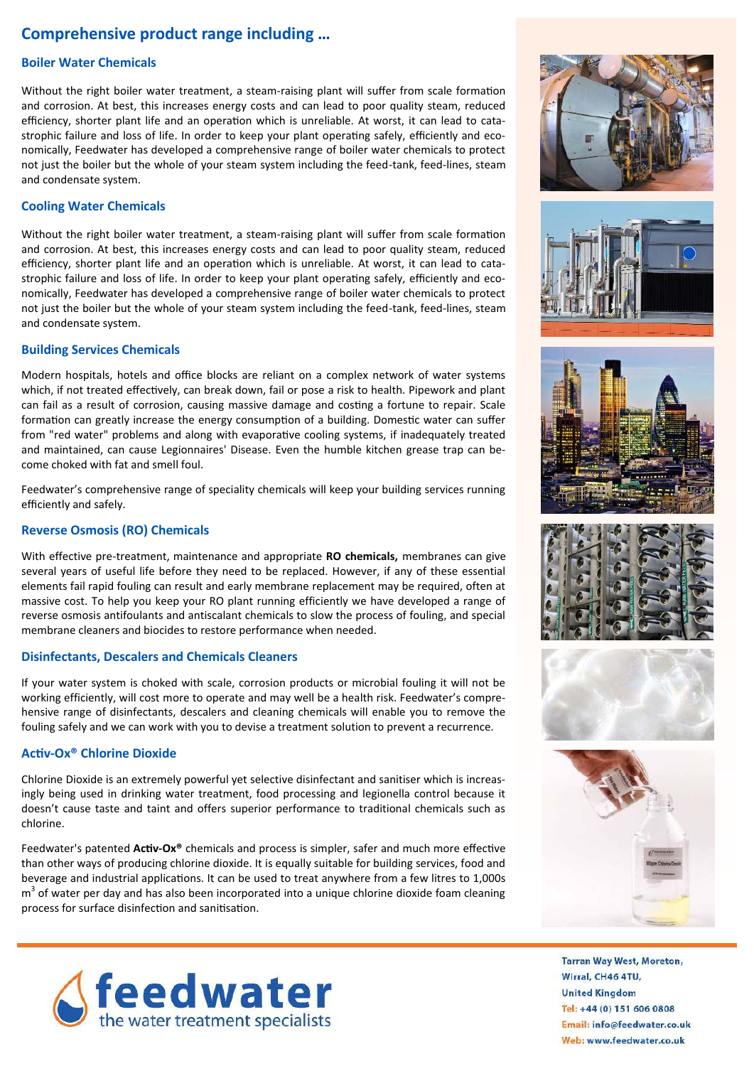## Comprehensive product range including …

### Boiler Water Chemicals

Without the right boiler water treatment, a steam-raising plant will suffer from scale formation and corrosion. At best, this increases energy costs and can lead to poor quality steam, reduced efficiency, shorter plant life and an operation which is unreliable. At worst, it can lead to catastrophic failure and loss of life. In order to keep your plant operating safely, efficiently and economically, Feedwater has developed a comprehensive range of boiler water chemicals to protect not just the boiler but the whole of your steam system including the feed-tank, feed-lines, steam and condensate system.

### Cooling Water Chemicals

Without the right boiler water treatment, a steam-raising plant will suffer from scale formation and corrosion. At best, this increases energy costs and can lead to poor quality steam, reduced efficiency, shorter plant life and an operation which is unreliable. At worst, it can lead to catastrophic failure and loss of life. In order to keep your plant operating safely, efficiently and economically, Feedwater has developed a comprehensive range of boiler water chemicals to protect not just the boiler but the whole of your steam system including the feed-tank, feed-lines, steam and condensate system.

### Building Services Chemicals

Modern hospitals, hotels and office blocks are reliant on a complex network of water systems which, if not treated effectively, can break down, fail or pose a risk to health. Pipework and plant can fail as a result of corrosion, causing massive damage and costing a fortune to repair. Scale formation can greatly increase the energy consumption of a building. Domestic water can suffer from "red water" problems and along with evaporative cooling systems, if inadequately treated and maintained, can cause Legionnaires' Disease. Even the humble kitchen grease trap can become choked with fat and smell foul.

Feedwater's comprehensive range of speciality chemicals will keep your building services running efficiently and safely.

### Reverse Osmosis (RO) Chemicals

With effective pre-treatment, maintenance and appropriate **RO chemicals,** membranes can give several years of useful life before they need to be replaced. However, if any of these essential elements fail rapid fouling can result and early membrane replacement may be required, often at massive cost. To help you keep your RO plant running efficiently we have developed a range of reverse osmosis antifoulants and antiscalant chemicals to slow the process of fouling, and special membrane cleaners and biocides to restore performance when needed.

### Disinfectants, Descalers and Chemicals Cleaners

If your water system is choked with scale, corrosion products or microbial fouling it will not be working efficiently, will cost more to operate and may well be a health risk. Feedwater's comprehensive range of disinfectants, descalers and cleaning chemicals will enable you to remove the fouling safely and we can work with you to devise a treatment solution to prevent a recurrence.

### Activ-Ox® Chlorine Dioxide

Chlorine Dioxide is an extremely powerful yet selective disinfectant and sanitiser which is increasingly being used in drinking water treatment, food processing and legionella control because it doesn't cause taste and taint and offers superior performance to traditional chemicals such as chlorine.

Feedwater's patented **Activ-Ox®** chemicals and process is simpler, safer and much more effective than other ways of producing chlorine dioxide. It is equally suitable for building services, food and beverage and industrial applications. It can be used to treat anywhere from a few litres to 1,000s $m^3$ of water per day and has also been incorporated into a unique chlorine dioxide foam cleaning process for surface disinfection and sanitisation.

**feedwater**
the water treatment specialists

Tarran Way West, Moreton,
Wirral, CH46 4TU,
United Kingdom
Tel: +44 (0) 151 606 0808
Email: info@feedwater.co.uk
Web: www.feedwater.co.uk